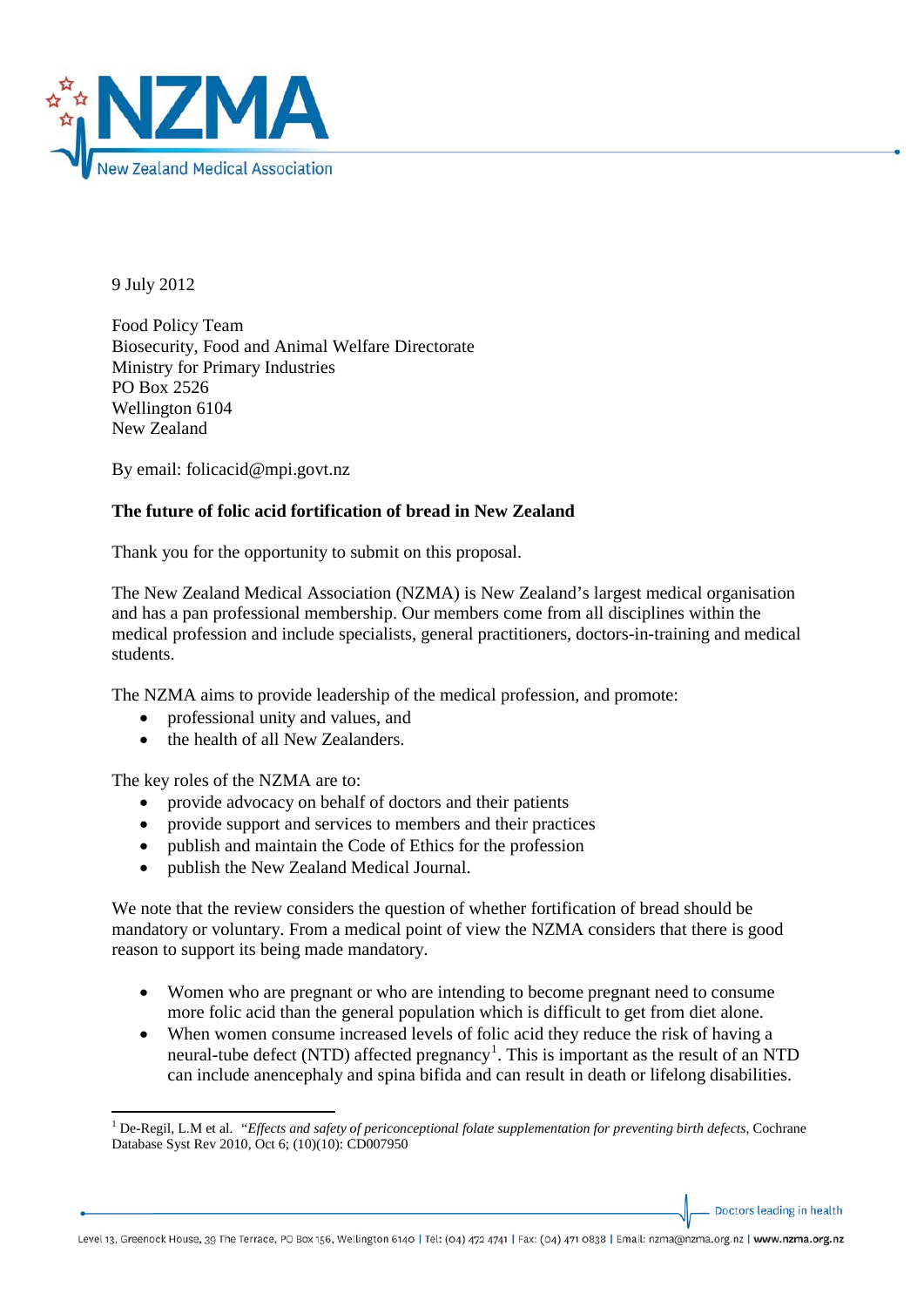9 July 2012

Food Policy Team
Biosecurity, Food and Animal Welfare Directorate
Ministry for Primary Industries
PO Box 2526
Wellington 6104
New Zealand

By email: folicacid@mpi.govt.nz

**The future of folic acid fortification of bread in New Zealand**

Thank you for the opportunity to submit on this proposal.

The New Zealand Medical Association (NZMA) is New Zealand's largest medical organisation and has a pan professional membership. Our members come from all disciplines within the medical profession and include specialists, general practitioners, doctors-in-training and medical students.

The NZMA aims to provide leadership of the medical profession, and promote:

- professional unity and values, and
- the health of all New Zealanders.

The key roles of the NZMA are to:

- provide advocacy on behalf of doctors and their patients
- provide support and services to members and their practices
- publish and maintain the Code of Ethics for the profession
- publish the New Zealand Medical Journal.

We note that the review considers the question of whether fortification of bread should be mandatory or voluntary. From a medical point of view the NZMA considers that there is good reason to support its being made mandatory.

- Women who are pregnant or who are intending to become pregnant need to consume more folic acid than the general population which is difficult to get from diet alone.
- When women consume increased levels of folic acid they reduce the risk of having a neural-tube defect (NTD) affected pregnancy[1]. This is important as the result of an NTD can include anencephaly and spina bifida and can result in death or lifelong disabilities.

---

[1] De-Regil, L.M et al. *"Effects and safety of periconceptional folate supplementation for preventing birth defects,* Cochrane Database Syst Rev 2010, Oct 6; (10)(10): CD007950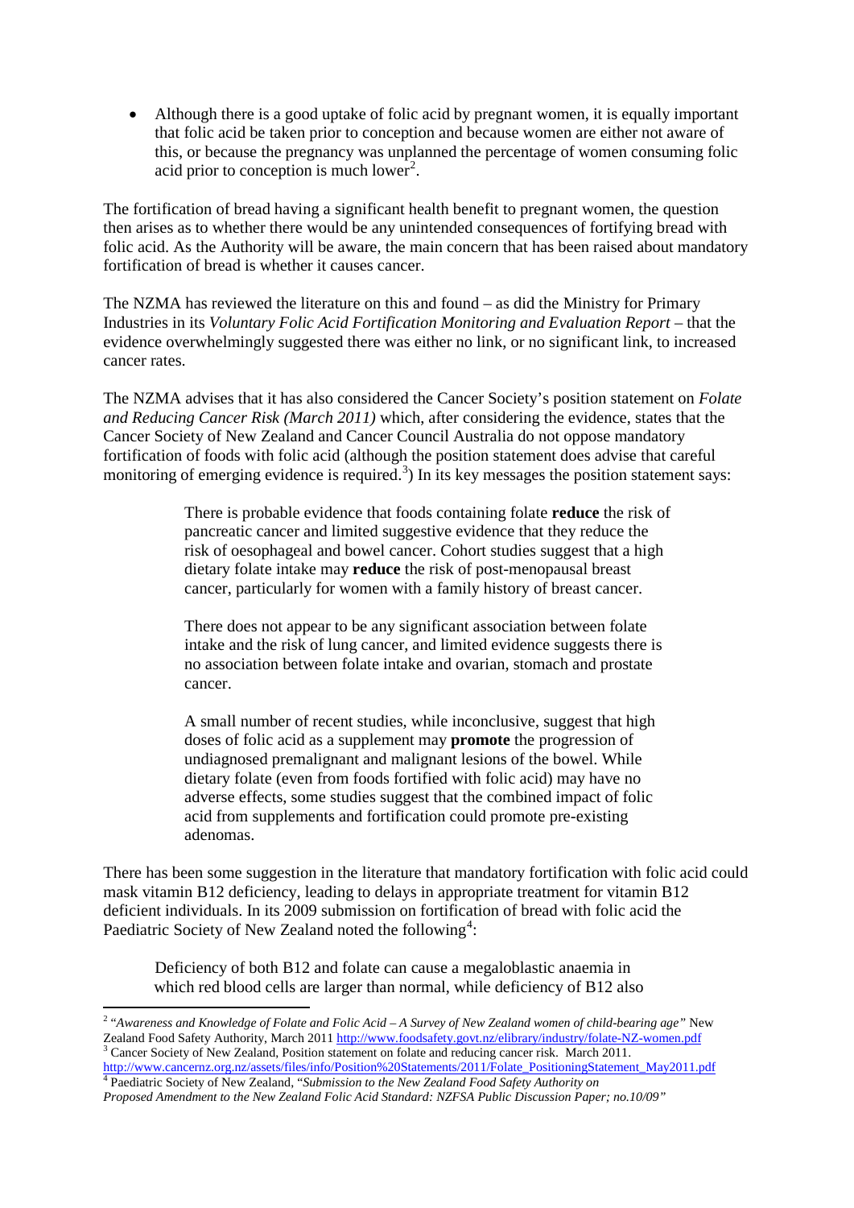- Although there is a good uptake of folic acid by pregnant women, it is equally important that folic acid be taken prior to conception and because women are either not aware of this, or because the pregnancy was unplanned the percentage of women consuming folic acid prior to conception is much lower[2].

The fortification of bread having a significant health benefit to pregnant women, the question then arises as to whether there would be any unintended consequences of fortifying bread with folic acid. As the Authority will be aware, the main concern that has been raised about mandatory fortification of bread is whether it causes cancer.

The NZMA has reviewed the literature on this and found – as did the Ministry for Primary Industries in its *Voluntary Folic Acid Fortification Monitoring and Evaluation Report* – that the evidence overwhelmingly suggested there was either no link, or no significant link, to increased cancer rates.

The NZMA advises that it has also considered the Cancer Society's position statement on *Folate and Reducing Cancer Risk (March 2011)* which, after considering the evidence, states that the Cancer Society of New Zealand and Cancer Council Australia do not oppose mandatory fortification of foods with folic acid (although the position statement does advise that careful monitoring of emerging evidence is required.[3]) In its key messages the position statement says:

> There is probable evidence that foods containing folate **reduce** the risk of pancreatic cancer and limited suggestive evidence that they reduce the risk of oesophageal and bowel cancer. Cohort studies suggest that a high dietary folate intake may **reduce** the risk of post-menopausal breast cancer, particularly for women with a family history of breast cancer.
>
> There does not appear to be any significant association between folate intake and the risk of lung cancer, and limited evidence suggests there is no association between folate intake and ovarian, stomach and prostate cancer.
>
> A small number of recent studies, while inconclusive, suggest that high doses of folic acid as a supplement may **promote** the progression of undiagnosed premalignant and malignant lesions of the bowel. While dietary folate (even from foods fortified with folic acid) may have no adverse effects, some studies suggest that the combined impact of folic acid from supplements and fortification could promote pre-existing adenomas.

There has been some suggestion in the literature that mandatory fortification with folic acid could mask vitamin B12 deficiency, leading to delays in appropriate treatment for vitamin B12 deficient individuals. In its 2009 submission on fortification of bread with folic acid the Paediatric Society of New Zealand noted the following[4]:

> Deficiency of both B12 and folate can cause a megaloblastic anaemia in which red blood cells are larger than normal, while deficiency of B12 also

---

[2] *"Awareness and Knowledge of Folate and Folic Acid – A Survey of New Zealand women of child-bearing age"* New Zealand Food Safety Authority, March 2011 http://www.foodsafety.govt.nz/elibrary/industry/folate-NZ-women.pdf

[3] Cancer Society of New Zealand, Position statement on folate and reducing cancer risk. March 2011. http://www.cancernz.org.nz/assets/files/info/Position%20Statements/2011/Folate_PositioningStatement_May2011.pdf

[4] Paediatric Society of New Zealand, "*Submission to the New Zealand Food Safety Authority on Proposed Amendment to the New Zealand Folic Acid Standard: NZFSA Public Discussion Paper; no.10/09"*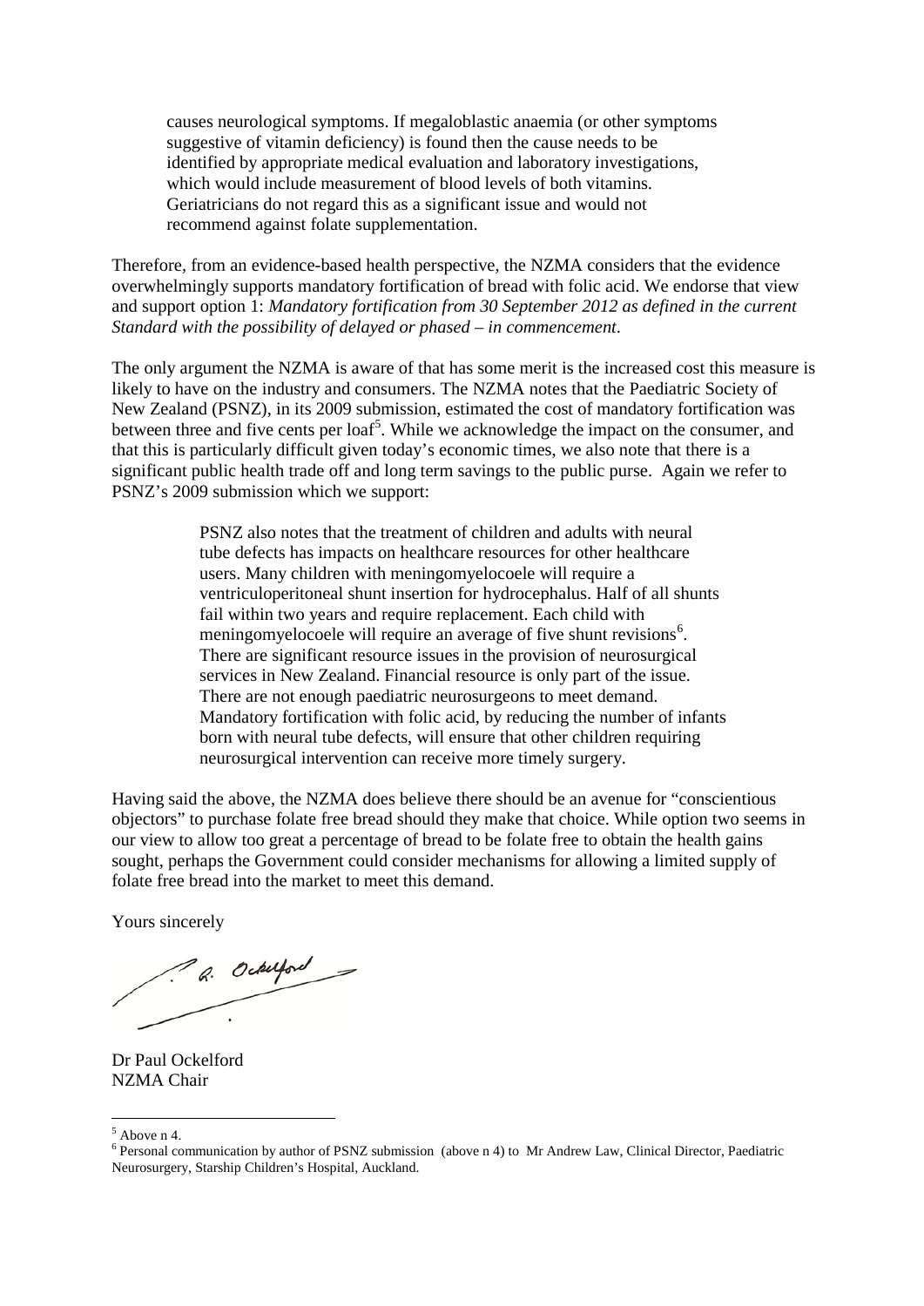> causes neurological symptoms. If megaloblastic anaemia (or other symptoms suggestive of vitamin deficiency) is found then the cause needs to be identified by appropriate medical evaluation and laboratory investigations, which would include measurement of blood levels of both vitamins. Geriatricians do not regard this as a significant issue and would not recommend against folate supplementation.

Therefore, from an evidence-based health perspective, the NZMA considers that the evidence overwhelmingly supports mandatory fortification of bread with folic acid. We endorse that view and support option 1: *Mandatory fortification from 30 September 2012 as defined in the current Standard with the possibility of delayed or phased – in commencement.*

The only argument the NZMA is aware of that has some merit is the increased cost this measure is likely to have on the industry and consumers. The NZMA notes that the Paediatric Society of New Zealand (PSNZ), in its 2009 submission, estimated the cost of mandatory fortification was between three and five cents per loaf[5]. While we acknowledge the impact on the consumer, and that this is particularly difficult given today's economic times, we also note that there is a significant public health trade off and long term savings to the public purse. Again we refer to PSNZ's 2009 submission which we support:

> PSNZ also notes that the treatment of children and adults with neural tube defects has impacts on healthcare resources for other healthcare users. Many children with meningomyelocoele will require a ventriculoperitoneal shunt insertion for hydrocephalus. Half of all shunts fail within two years and require replacement. Each child with meningomyelocoele will require an average of five shunt revisions[6]. There are significant resource issues in the provision of neurosurgical services in New Zealand. Financial resource is only part of the issue. There are not enough paediatric neurosurgeons to meet demand. Mandatory fortification with folic acid, by reducing the number of infants born with neural tube defects, will ensure that other children requiring neurosurgical intervention can receive more timely surgery.

Having said the above, the NZMA does believe there should be an avenue for "conscientious objectors" to purchase folate free bread should they make that choice. While option two seems in our view to allow too great a percentage of bread to be folate free to obtain the health gains sought, perhaps the Government could consider mechanisms for allowing a limited supply of folate free bread into the market to meet this demand.

Yours sincerely

Dr Paul Ockelford
NZMA Chair

---

[5] Above n 4.

[6] Personal communication by author of PSNZ submission (above n 4) to Mr Andrew Law, Clinical Director, Paediatric Neurosurgery, Starship Children's Hospital, Auckland.